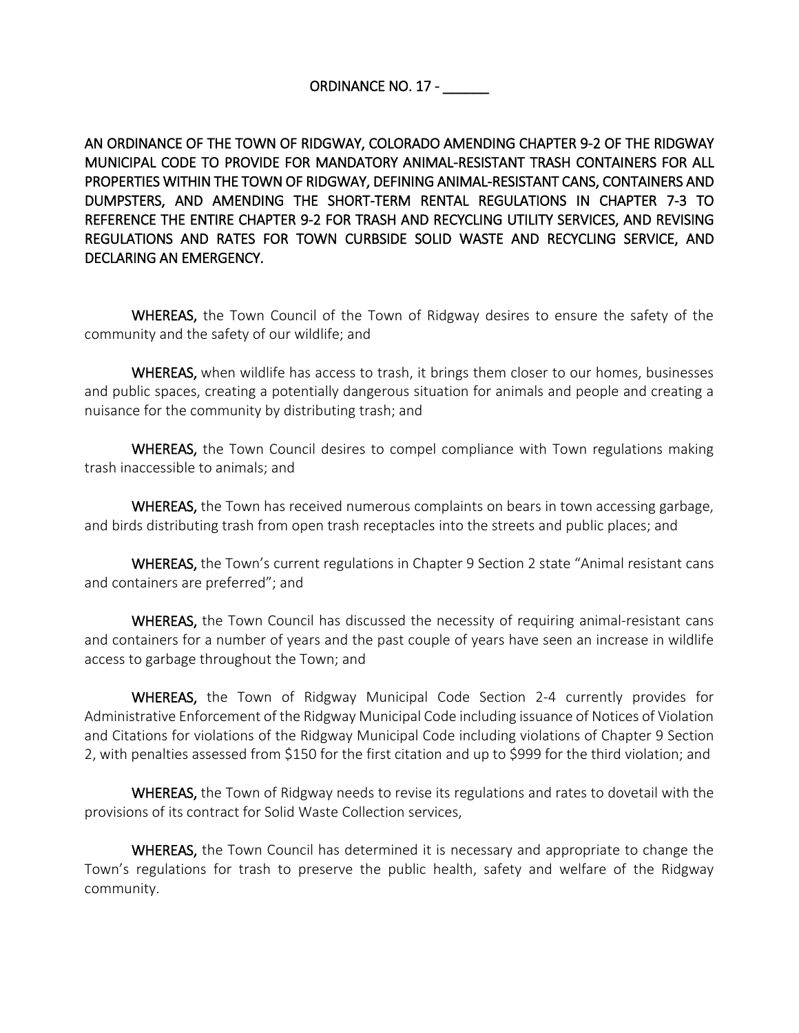# ORDINANCE NO. 17 - ______

**AN ORDINANCE OF THE TOWN OF RIDGWAY, COLORADO AMENDING CHAPTER 9-2 OF THE RIDGWAY MUNICIPAL CODE TO PROVIDE FOR MANDATORY ANIMAL-RESISTANT TRASH CONTAINERS FOR ALL PROPERTIES WITHIN THE TOWN OF RIDGWAY, DEFINING ANIMAL-RESISTANT CANS, CONTAINERS AND DUMPSTERS, AND AMENDING THE SHORT-TERM RENTAL REGULATIONS IN CHAPTER 7-3 TO REFERENCE THE ENTIRE CHAPTER 9-2 FOR TRASH AND RECYCLING UTILITY SERVICES, AND REVISING REGULATIONS AND RATES FOR TOWN CURBSIDE SOLID WASTE AND RECYCLING SERVICE, AND DECLARING AN EMERGENCY.**

**WHEREAS,** the Town Council of the Town of Ridgway desires to ensure the safety of the community and the safety of our wildlife; and

**WHEREAS,** when wildlife has access to trash, it brings them closer to our homes, businesses and public spaces, creating a potentially dangerous situation for animals and people and creating a nuisance for the community by distributing trash; and

**WHEREAS,** the Town Council desires to compel compliance with Town regulations making trash inaccessible to animals; and

**WHEREAS,** the Town has received numerous complaints on bears in town accessing garbage, and birds distributing trash from open trash receptacles into the streets and public places; and

**WHEREAS,** the Town's current regulations in Chapter 9 Section 2 state "Animal resistant cans and containers are preferred"; and

**WHEREAS,** the Town Council has discussed the necessity of requiring animal-resistant cans and containers for a number of years and the past couple of years have seen an increase in wildlife access to garbage throughout the Town; and

**WHEREAS,** the Town of Ridgway Municipal Code Section 2-4 currently provides for Administrative Enforcement of the Ridgway Municipal Code including issuance of Notices of Violation and Citations for violations of the Ridgway Municipal Code including violations of Chapter 9 Section 2, with penalties assessed from $150 for the first citation and up to $999 for the third violation; and

**WHEREAS,** the Town of Ridgway needs to revise its regulations and rates to dovetail with the provisions of its contract for Solid Waste Collection services,

**WHEREAS,** the Town Council has determined it is necessary and appropriate to change the Town's regulations for trash to preserve the public health, safety and welfare of the Ridgway community.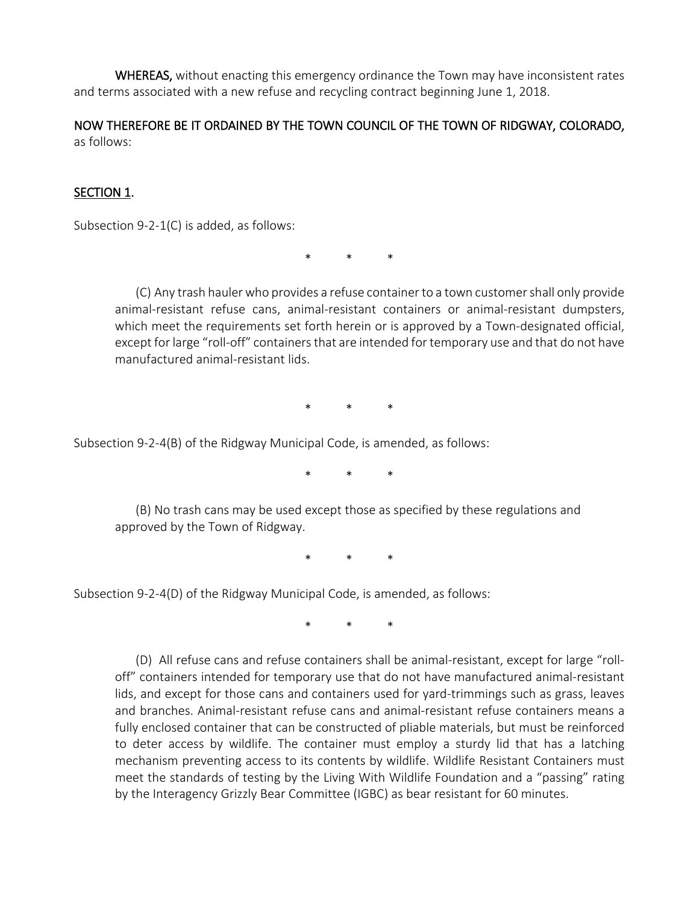**WHEREAS,** without enacting this emergency ordinance the Town may have inconsistent rates and terms associated with a new refuse and recycling contract beginning June 1, 2018.

**NOW THEREFORE BE IT ORDAINED BY THE TOWN COUNCIL OF THE TOWN OF RIDGWAY, COLORADO,** as follows:

**SECTION 1.**

Subsection 9-2-1(C) is added, as follows:

\* \* \*

> (C) Any trash hauler who provides a refuse container to a town customer shall only provide animal-resistant refuse cans, animal-resistant containers or animal-resistant dumpsters, which meet the requirements set forth herein or is approved by a Town-designated official, except for large "roll-off" containers that are intended for temporary use and that do not have manufactured animal-resistant lids.

\* \* \*

Subsection 9-2-4(B) of the Ridgway Municipal Code, is amended, as follows:

\* \* \*

> (B) No trash cans may be used except those as specified by these regulations and approved by the Town of Ridgway.

\* \* \*

Subsection 9-2-4(D) of the Ridgway Municipal Code, is amended, as follows:

\* \* \*

> (D) All refuse cans and refuse containers shall be animal-resistant, except for large "roll-off" containers intended for temporary use that do not have manufactured animal-resistant lids, and except for those cans and containers used for yard-trimmings such as grass, leaves and branches. Animal-resistant refuse cans and animal-resistant refuse containers means a fully enclosed container that can be constructed of pliable materials, but must be reinforced to deter access by wildlife. The container must employ a sturdy lid that has a latching mechanism preventing access to its contents by wildlife. Wildlife Resistant Containers must meet the standards of testing by the Living With Wildlife Foundation and a "passing" rating by the Interagency Grizzly Bear Committee (IGBC) as bear resistant for 60 minutes.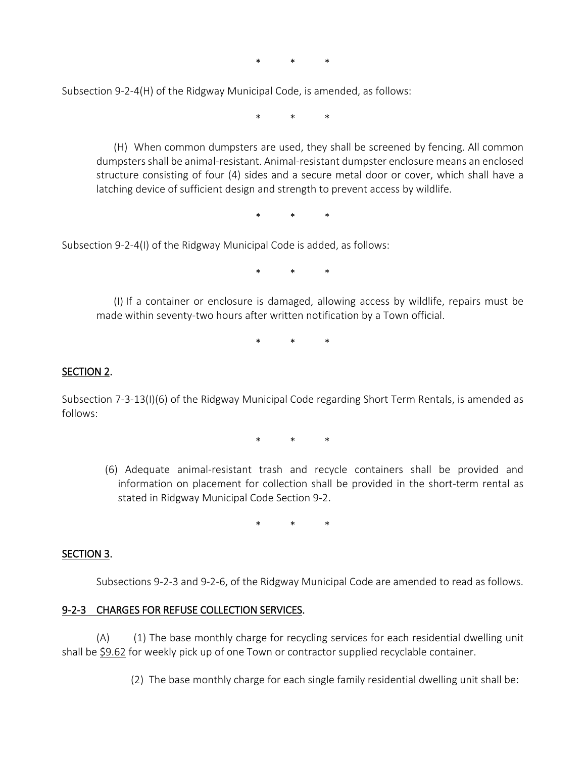\*  \*  \*

Subsection 9-2-4(H) of the Ridgway Municipal Code, is amended, as follows:

\*  \*  \*

(H) When common dumpsters are used, they shall be screened by fencing. All common dumpsters shall be animal-resistant. Animal-resistant dumpster enclosure means an enclosed structure consisting of four (4) sides and a secure metal door or cover, which shall have a latching device of sufficient design and strength to prevent access by wildlife.

\*  \*  \*

Subsection 9-2-4(I) of the Ridgway Municipal Code is added, as follows:

\*  \*  \*

(I) If a container or enclosure is damaged, allowing access by wildlife, repairs must be made within seventy-two hours after written notification by a Town official.

\*  \*  \*

<u>SECTION 2</u>.

Subsection 7-3-13(I)(6) of the Ridgway Municipal Code regarding Short Term Rentals, is amended as follows:

\*  \*  \*

(6) Adequate animal-resistant trash and recycle containers shall be provided and information on placement for collection shall be provided in the short-term rental as stated in Ridgway Municipal Code Section 9-2.

\*  \*  \*

<u>SECTION 3</u>.

Subsections 9-2-3 and 9-2-6, of the Ridgway Municipal Code are amended to read as follows.

<u>9-2-3 CHARGES FOR REFUSE COLLECTION SERVICES</u>.

(A) (1) The base monthly charge for recycling services for each residential dwelling unit shall be <u>$9.62</u> for weekly pick up of one Town or contractor supplied recyclable container.

(2) The base monthly charge for each single family residential dwelling unit shall be: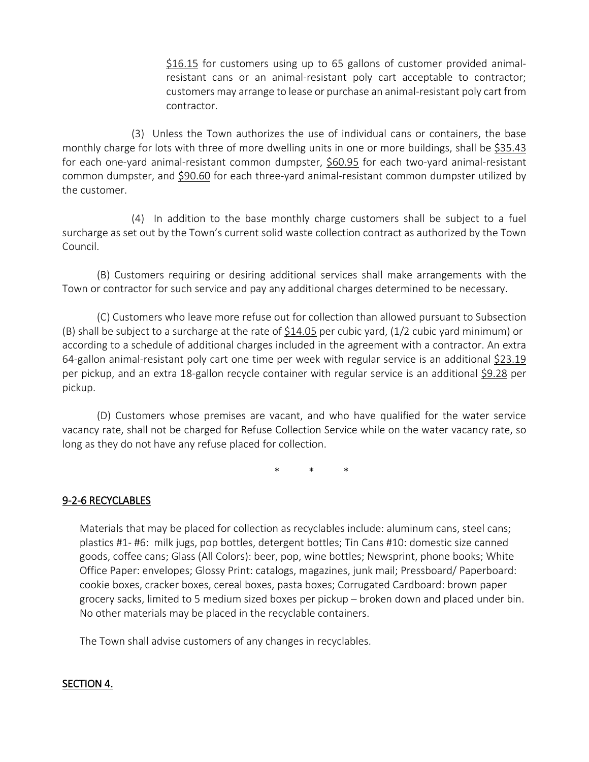$16.15 for customers using up to 65 gallons of customer provided animal-resistant cans or an animal-resistant poly cart acceptable to contractor; customers may arrange to lease or purchase an animal-resistant poly cart from contractor.

(3) Unless the Town authorizes the use of individual cans or containers, the base monthly charge for lots with three of more dwelling units in one or more buildings, shall be $35.43 for each one-yard animal-resistant common dumpster, $60.95 for each two-yard animal-resistant common dumpster, and $90.60 for each three-yard animal-resistant common dumpster utilized by the customer.

(4) In addition to the base monthly charge customers shall be subject to a fuel surcharge as set out by the Town's current solid waste collection contract as authorized by the Town Council.

(B) Customers requiring or desiring additional services shall make arrangements with the Town or contractor for such service and pay any additional charges determined to be necessary.

(C) Customers who leave more refuse out for collection than allowed pursuant to Subsection (B) shall be subject to a surcharge at the rate of $14.05 per cubic yard, (1/2 cubic yard minimum) or according to a schedule of additional charges included in the agreement with a contractor. An extra 64-gallon animal-resistant poly cart one time per week with regular service is an additional $23.19 per pickup, and an extra 18-gallon recycle container with regular service is an additional $9.28 per pickup.

(D) Customers whose premises are vacant, and who have qualified for the water service vacancy rate, shall not be charged for Refuse Collection Service while on the water vacancy rate, so long as they do not have any refuse placed for collection.

\* \* \*

## 9-2-6 RECYCLABLES

Materials that may be placed for collection as recyclables include: aluminum cans, steel cans; plastics #1- #6: milk jugs, pop bottles, detergent bottles; Tin Cans #10: domestic size canned goods, coffee cans; Glass (All Colors): beer, pop, wine bottles; Newsprint, phone books; White Office Paper: envelopes; Glossy Print: catalogs, magazines, junk mail; Pressboard/ Paperboard: cookie boxes, cracker boxes, cereal boxes, pasta boxes; Corrugated Cardboard: brown paper grocery sacks, limited to 5 medium sized boxes per pickup – broken down and placed under bin. No other materials may be placed in the recyclable containers.

The Town shall advise customers of any changes in recyclables.

## SECTION 4.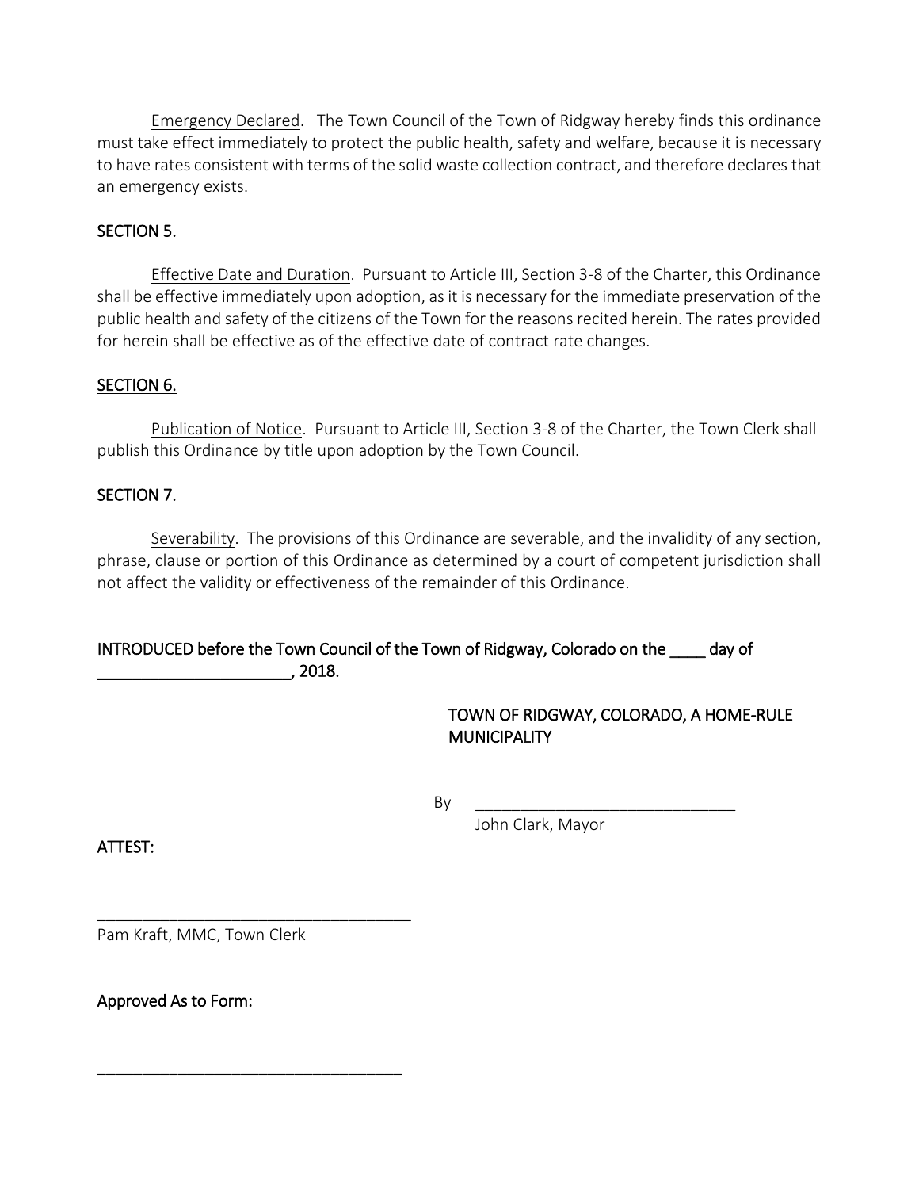Emergency Declared. The Town Council of the Town of Ridgway hereby finds this ordinance must take effect immediately to protect the public health, safety and welfare, because it is necessary to have rates consistent with terms of the solid waste collection contract, and therefore declares that an emergency exists.

## SECTION 5.

Effective Date and Duration. Pursuant to Article III, Section 3-8 of the Charter, this Ordinance shall be effective immediately upon adoption, as it is necessary for the immediate preservation of the public health and safety of the citizens of the Town for the reasons recited herein. The rates provided for herein shall be effective as of the effective date of contract rate changes.

## SECTION 6.

Publication of Notice. Pursuant to Article III, Section 3-8 of the Charter, the Town Clerk shall publish this Ordinance by title upon adoption by the Town Council.

## SECTION 7.

Severability. The provisions of this Ordinance are severable, and the invalidity of any section, phrase, clause or portion of this Ordinance as determined by a court of competent jurisdiction shall not affect the validity or effectiveness of the remainder of this Ordinance.

INTRODUCED before the Town Council of the Town of Ridgway, Colorado on the ____ day of ______________________, 2018.

TOWN OF RIDGWAY, COLORADO, A HOME-RULE MUNICIPALITY

By ______________________________
John Clark, Mayor

ATTEST:

____________________________________
Pam Kraft, MMC, Town Clerk

Approved As to Form:

____________________________________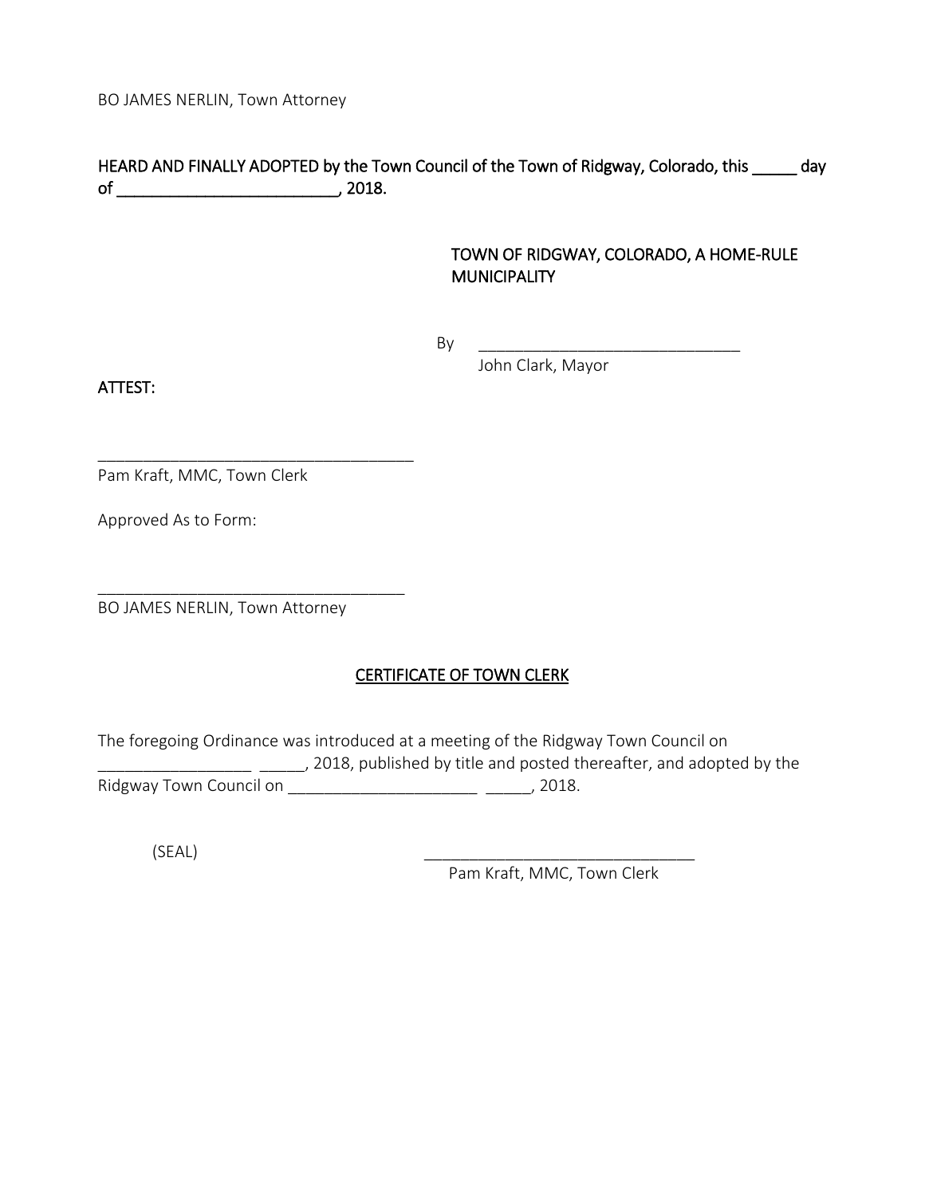BO JAMES NERLIN, Town Attorney

**HEARD AND FINALLY ADOPTED by the Town Council of the Town of Ridgway, Colorado, this _____ day of _________________________, 2018.**

**TOWN OF RIDGWAY, COLORADO, A HOME-RULE MUNICIPALITY**

By ______________________________
John Clark, Mayor

**ATTEST:**

____________________________________
Pam Kraft, MMC, Town Clerk

Approved As to Form:

___________________________________
BO JAMES NERLIN, Town Attorney

**CERTIFICATE OF TOWN CLERK**

The foregoing Ordinance was introduced at a meeting of the Ridgway Town Council on ________________ _____, 2018, published by title and posted thereafter, and adopted by the Ridgway Town Council on ____________________ _____, 2018.

(SEAL)

_______________________________
Pam Kraft, MMC, Town Clerk